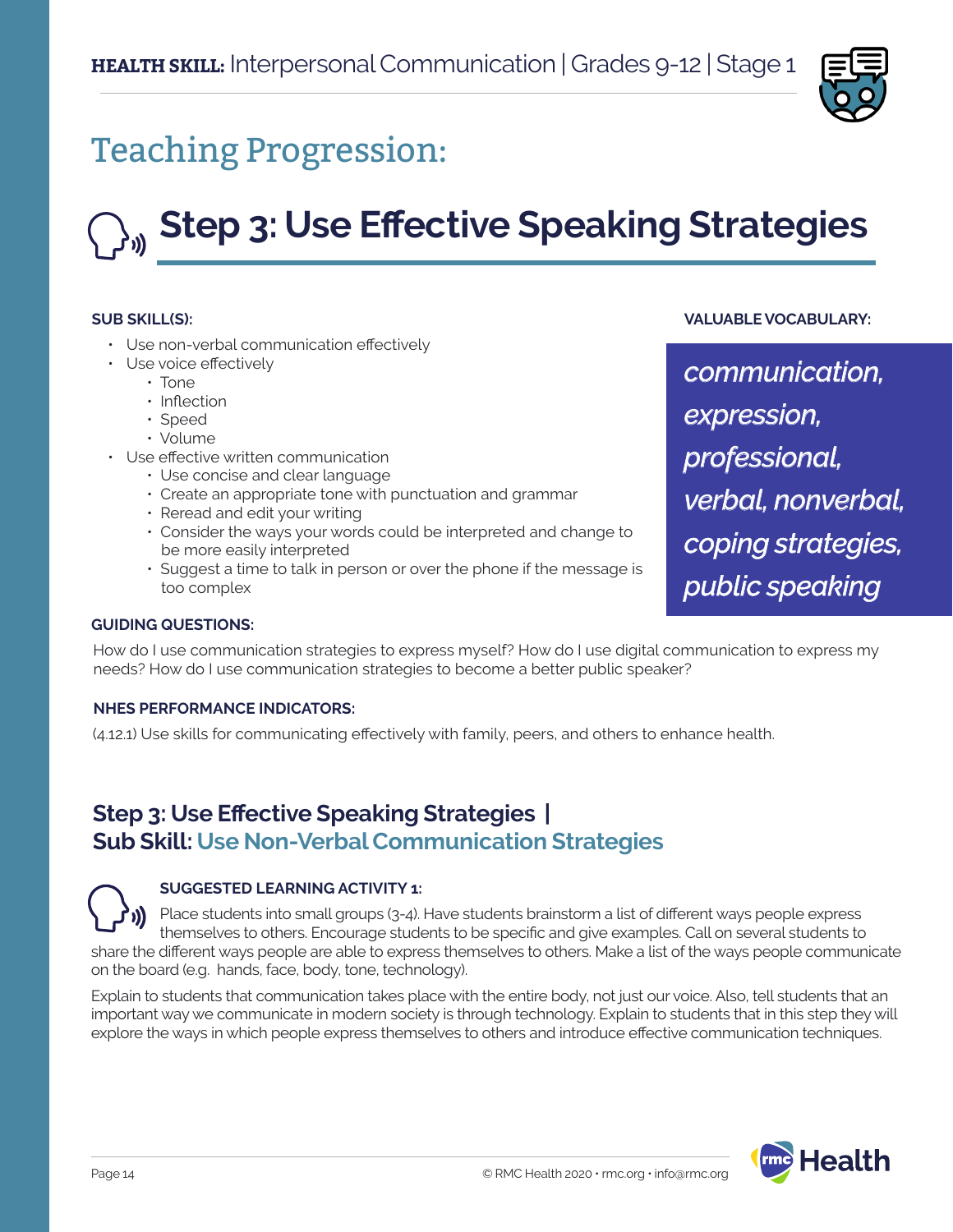**HEALTH SKILL:** Interpersonal Communication | Grades 9-12 | Stage 1

# Teaching Progression:

## Step 3: Use Effective Speaking Strategies

**SUB SKILL(S):**

- Use non-verbal communication effectively
- Use voice effectively
    - Tone
    - Inflection
    - Speed
    - Volume
- Use effective written communication
    - Use concise and clear language
    - Create an appropriate tone with punctuation and grammar
    - Reread and edit your writing
    - Consider the ways your words could be interpreted and change to be more easily interpreted
    - Suggest a time to talk in person or over the phone if the message is too complex

**VALUABLE VOCABULARY:**

*communication, expression, professional, verbal, nonverbal, coping strategies, public speaking*

**GUIDING QUESTIONS:**

How do I use communication strategies to express myself? How do I use digital communication to express my needs? How do I use communication strategies to become a better public speaker?

**NHES PERFORMANCE INDICATORS:**

(4.12.1) Use skills for communicating effectively with family, peers, and others to enhance health.

### Step 3: Use Effective Speaking Strategies | Sub Skill: Use Non-Verbal Communication Strategies

**SUGGESTED LEARNING ACTIVITY 1:**

Place students into small groups (3-4). Have students brainstorm a list of different ways people express themselves to others. Encourage students to be specific and give examples. Call on several students to share the different ways people are able to express themselves to others. Make a list of the ways people communicate on the board (e.g. hands, face, body, tone, technology).

Explain to students that communication takes place with the entire body, not just our voice. Also, tell students that an important way we communicate in modern society is through technology. Explain to students that in this step they will explore the ways in which people express themselves to others and introduce effective communication techniques.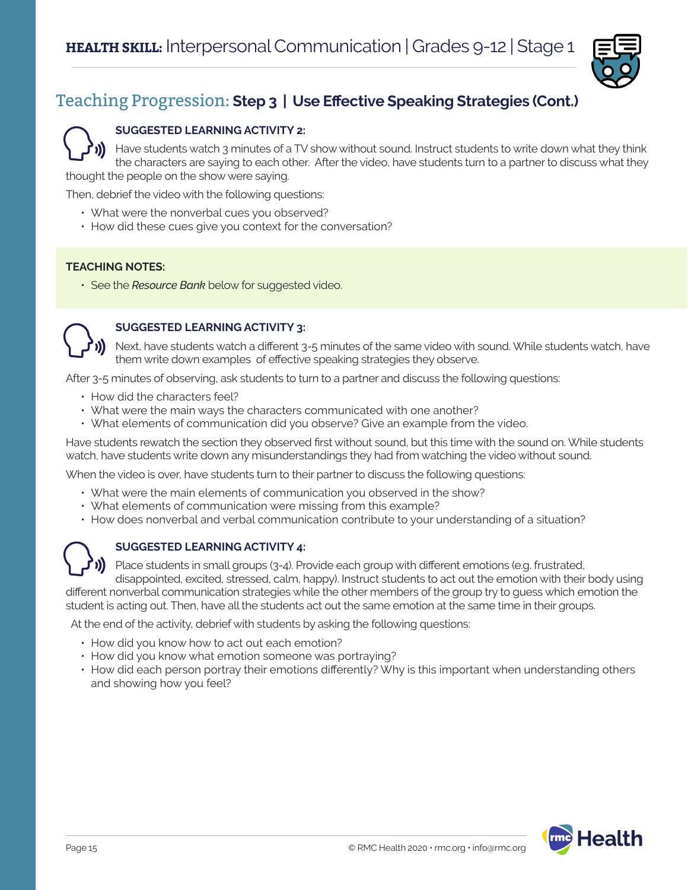## Teaching Progression: **Step 3 | Use Effective Speaking Strategies (Cont.)**

**SUGGESTED LEARNING ACTIVITY 2:**

Have students watch 3 minutes of a TV show without sound. Instruct students to write down what they think the characters are saying to each other. After the video, have students turn to a partner to discuss what they thought the people on the show were saying.

Then, debrief the video with the following questions:

- What were the nonverbal cues you observed?
- How did these cues give you context for the conversation?

**TEACHING NOTES:**

- See the *Resource Bank* below for suggested video.

**SUGGESTED LEARNING ACTIVITY 3:**

Next, have students watch a different 3-5 minutes of the same video with sound. While students watch, have them write down examples of effective speaking strategies they observe.

After 3-5 minutes of observing, ask students to turn to a partner and discuss the following questions:

- How did the characters feel?
- What were the main ways the characters communicated with one another?
- What elements of communication did you observe? Give an example from the video.

Have students rewatch the section they observed first without sound, but this time with the sound on. While students watch, have students write down any misunderstandings they had from watching the video without sound.

When the video is over, have students turn to their partner to discuss the following questions:

- What were the main elements of communication you observed in the show?
- What elements of communication were missing from this example?
- How does nonverbal and verbal communication contribute to your understanding of a situation?

**SUGGESTED LEARNING ACTIVITY 4:**

Place students in small groups (3-4). Provide each group with different emotions (e.g. frustrated, disappointed, excited, stressed, calm, happy). Instruct students to act out the emotion with their body using different nonverbal communication strategies while the other members of the group try to guess which emotion the student is acting out. Then, have all the students act out the same emotion at the same time in their groups.

At the end of the activity, debrief with students by asking the following questions:

- How did you know how to act out each emotion?
- How did you know what emotion someone was portraying?
- How did each person portray their emotions differently? Why is this important when understanding others and showing how you feel?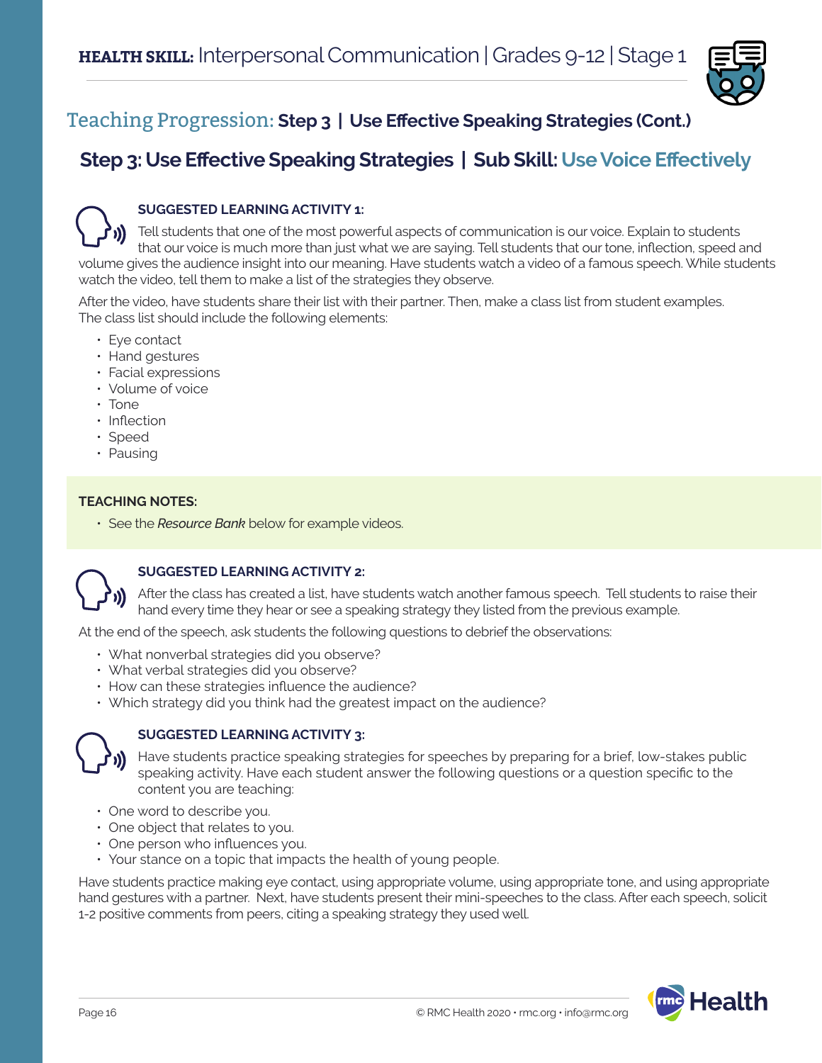**HEALTH SKILL:** Interpersonal Communication | Grades 9-12 | Stage 1

## Teaching Progression: **Step 3 | Use Effective Speaking Strategies (Cont.)**

### Step 3: Use Effective Speaking Strategies | Sub Skill: Use Voice Effectively

**SUGGESTED LEARNING ACTIVITY 1:**

Tell students that one of the most powerful aspects of communication is our voice. Explain to students that our voice is much more than just what we are saying. Tell students that our tone, inflection, speed and volume gives the audience insight into our meaning. Have students watch a video of a famous speech. While students watch the video, tell them to make a list of the strategies they observe.

After the video, have students share their list with their partner. Then, make a class list from student examples. The class list should include the following elements:

- Eye contact
- Hand gestures
- Facial expressions
- Volume of voice
- Tone
- Inflection
- Speed
- Pausing

**TEACHING NOTES:**

- See the *Resource Bank* below for example videos.

**SUGGESTED LEARNING ACTIVITY 2:**

After the class has created a list, have students watch another famous speech. Tell students to raise their hand every time they hear or see a speaking strategy they listed from the previous example.

At the end of the speech, ask students the following questions to debrief the observations:

- What nonverbal strategies did you observe?
- What verbal strategies did you observe?
- How can these strategies influence the audience?
- Which strategy did you think had the greatest impact on the audience?

**SUGGESTED LEARNING ACTIVITY 3:**

Have students practice speaking strategies for speeches by preparing for a brief, low-stakes public speaking activity. Have each student answer the following questions or a question specific to the content you are teaching:

- One word to describe you.
- One object that relates to you.
- One person who influences you.
- Your stance on a topic that impacts the health of young people.

Have students practice making eye contact, using appropriate volume, using appropriate tone, and using appropriate hand gestures with a partner. Next, have students present their mini-speeches to the class. After each speech, solicit 1-2 positive comments from peers, citing a speaking strategy they used well.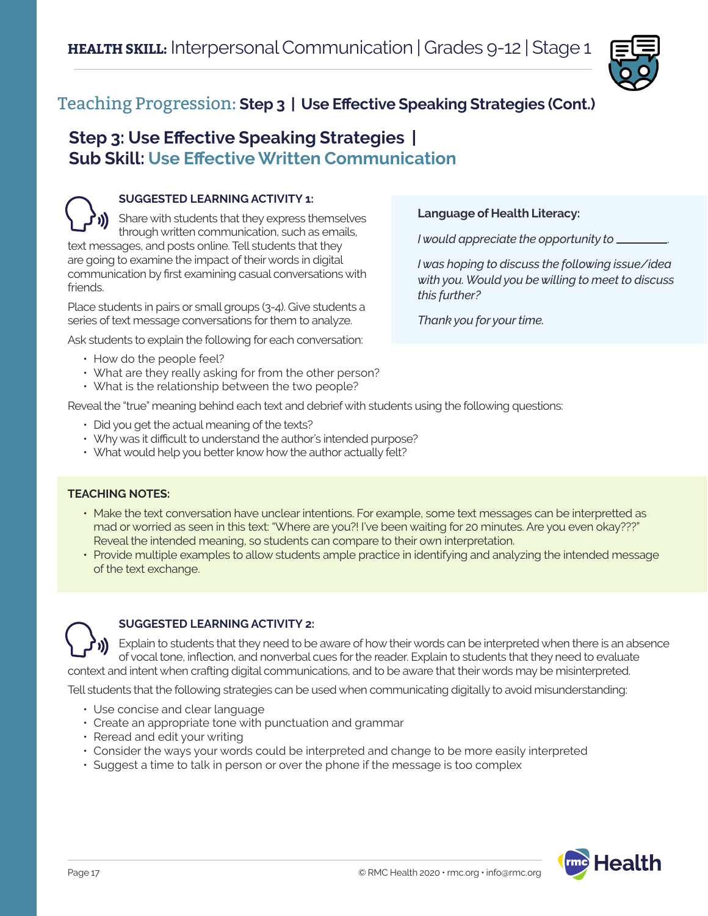## Teaching Progression: **Step 3 | Use Effective Speaking Strategies (Cont.)**

### Step 3: Use Effective Speaking Strategies | Sub Skill: Use Effective Written Communication

**SUGGESTED LEARNING ACTIVITY 1:**

Share with students that they express themselves through written communication, such as emails, text messages, and posts online. Tell students that they are going to examine the impact of their words in digital communication by first examining casual conversations with friends.

Place students in pairs or small groups (3-4). Give students a series of text message conversations for them to analyze.

Ask students to explain the following for each conversation:

- How do the people feel?
- What are they really asking for from the other person?
- What is the relationship between the two people?

Reveal the "true" meaning behind each text and debrief with students using the following questions:

- Did you get the actual meaning of the texts?
- Why was it difficult to understand the author's intended purpose?
- What would help you better know how the author actually felt?

**Language of Health Literacy:**

*I would appreciate the opportunity to \_\_\_\_\_\_\_\_.*

*I was hoping to discuss the following issue/idea with you. Would you be willing to meet to discuss this further?*

*Thank you for your time.*

**TEACHING NOTES:**

- Make the text conversation have unclear intentions. For example, some text messages can be interpretted as mad or worried as seen in this text: "Where are you?! I've been waiting for 20 minutes. Are you even okay???" Reveal the intended meaning, so students can compare to their own interpretation.
- Provide multiple examples to allow students ample practice in identifying and analyzing the intended message of the text exchange.

**SUGGESTED LEARNING ACTIVITY 2:**

Explain to students that they need to be aware of how their words can be interpreted when there is an absence of vocal tone, inflection, and nonverbal cues for the reader. Explain to students that they need to evaluate context and intent when crafting digital communications, and to be aware that their words may be misinterpreted.

Tell students that the following strategies can be used when communicating digitally to avoid misunderstanding:

- Use concise and clear language
- Create an appropriate tone with punctuation and grammar
- Reread and edit your writing
- Consider the ways your words could be interpreted and change to be more easily interpreted
- Suggest a time to talk in person or over the phone if the message is too complex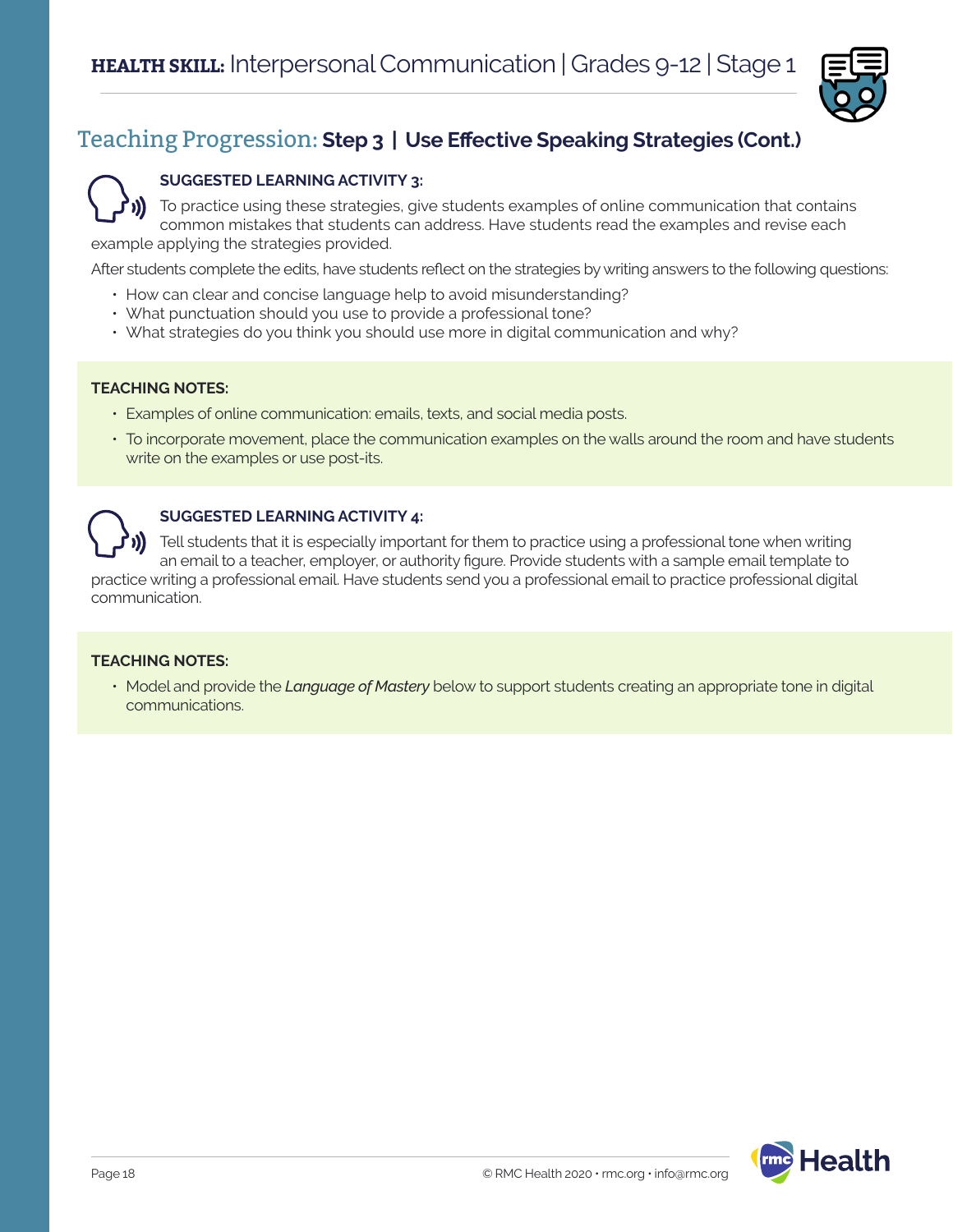## Teaching Progression: **Step 3 | Use Effective Speaking Strategies (Cont.)**

**SUGGESTED LEARNING ACTIVITY 3:**

To practice using these strategies, give students examples of online communication that contains common mistakes that students can address. Have students read the examples and revise each example applying the strategies provided.

After students complete the edits, have students reflect on the strategies by writing answers to the following questions:

- How can clear and concise language help to avoid misunderstanding?
- What punctuation should you use to provide a professional tone?
- What strategies do you think you should use more in digital communication and why?

**TEACHING NOTES:**

- Examples of online communication: emails, texts, and social media posts.
- To incorporate movement, place the communication examples on the walls around the room and have students write on the examples or use post-its.

**SUGGESTED LEARNING ACTIVITY 4:**

Tell students that it is especially important for them to practice using a professional tone when writing an email to a teacher, employer, or authority figure. Provide students with a sample email template to practice writing a professional email. Have students send you a professional email to practice professional digital communication.

**TEACHING NOTES:**

- Model and provide the ***Language of Mastery*** below to support students creating an appropriate tone in digital communications.